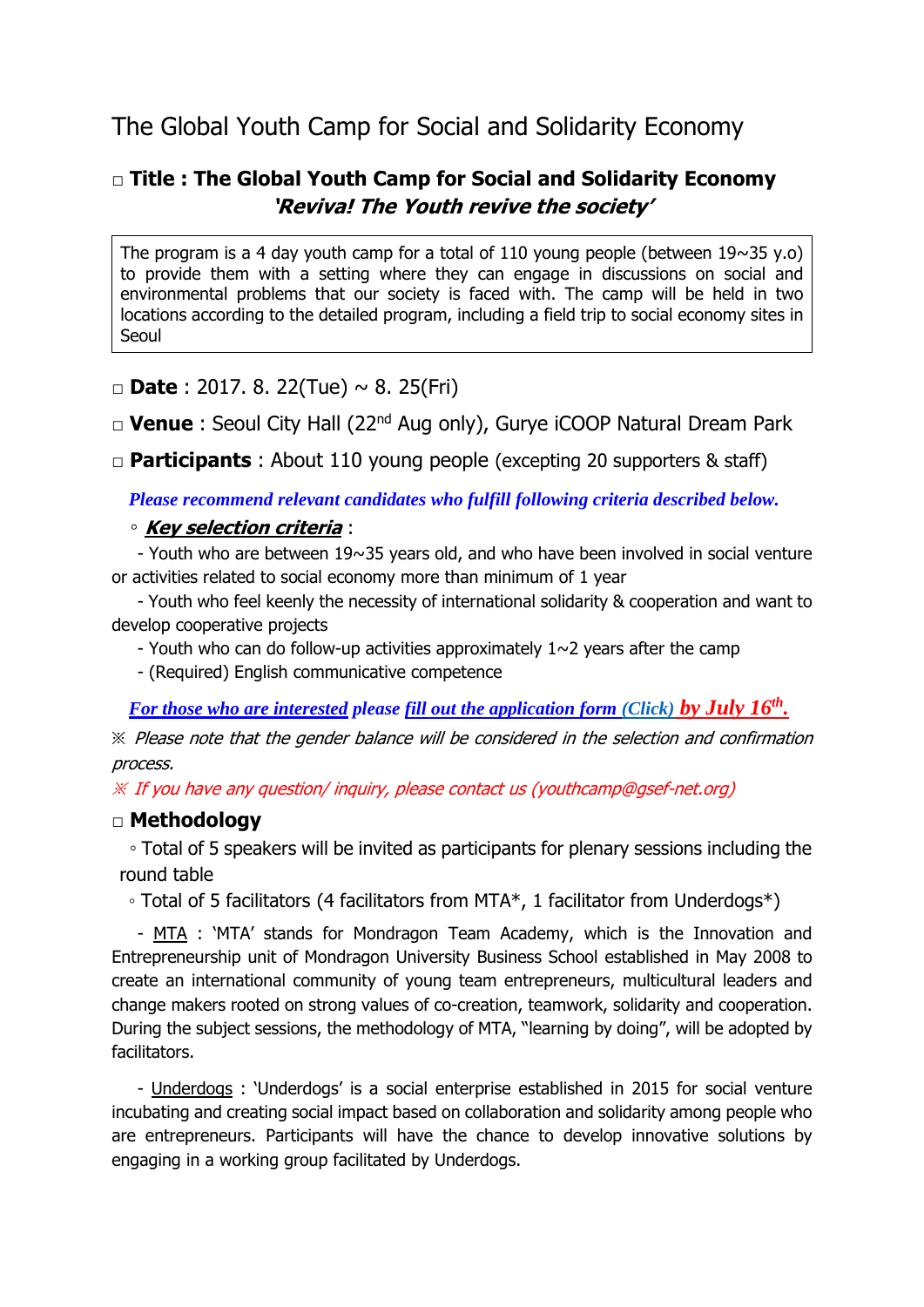# The Global Youth Camp for Social and Solidarity Economy

## □ Title : The Global Youth Camp for Social and Solidarity Economy
## *'Reviva! The Youth revive the society'*

The program is a 4 day youth camp for a total of 110 young people (between 19~35 y.o) to provide them with a setting where they can engage in discussions on social and environmental problems that our society is faced with. The camp will be held in two locations according to the detailed program, including a field trip to social economy sites in Seoul

□ **Date** : 2017. 8. 22(Tue) ~ 8. 25(Fri)

□ **Venue** : Seoul City Hall (22nd Aug only), Gurye iCOOP Natural Dream Park

□ **Participants** : About 110 young people (excepting 20 supporters & staff)

***Please recommend relevant candidates who fulfill following criteria described below.***

◦ ***Key selection criteria*** :

- Youth who are between 19~35 years old, and who have been involved in social venture or activities related to social economy more than minimum of 1 year
- Youth who feel keenly the necessity of international solidarity & cooperation and want to develop cooperative projects
- Youth who can do follow-up activities approximately 1~2 years after the camp
- (Required) English communicative competence

***For those who are interested please fill out the application form (Click) by July 16th.***

※ *Please note that the gender balance will be considered in the selection and confirmation process.*

※ *If you have any question/ inquiry, please contact us (youthcamp@gsef-net.org)*

## □ Methodology

◦ Total of 5 speakers will be invited as participants for plenary sessions including the round table

◦ Total of 5 facilitators (4 facilitators from MTA*, 1 facilitator from Underdogs*)

- MTA : 'MTA' stands for Mondragon Team Academy, which is the Innovation and Entrepreneurship unit of Mondragon University Business School established in May 2008 to create an international community of young team entrepreneurs, multicultural leaders and change makers rooted on strong values of co-creation, teamwork, solidarity and cooperation. During the subject sessions, the methodology of MTA, "learning by doing", will be adopted by facilitators.

- Underdogs : 'Underdogs' is a social enterprise established in 2015 for social venture incubating and creating social impact based on collaboration and solidarity among people who are entrepreneurs. Participants will have the chance to develop innovative solutions by engaging in a working group facilitated by Underdogs.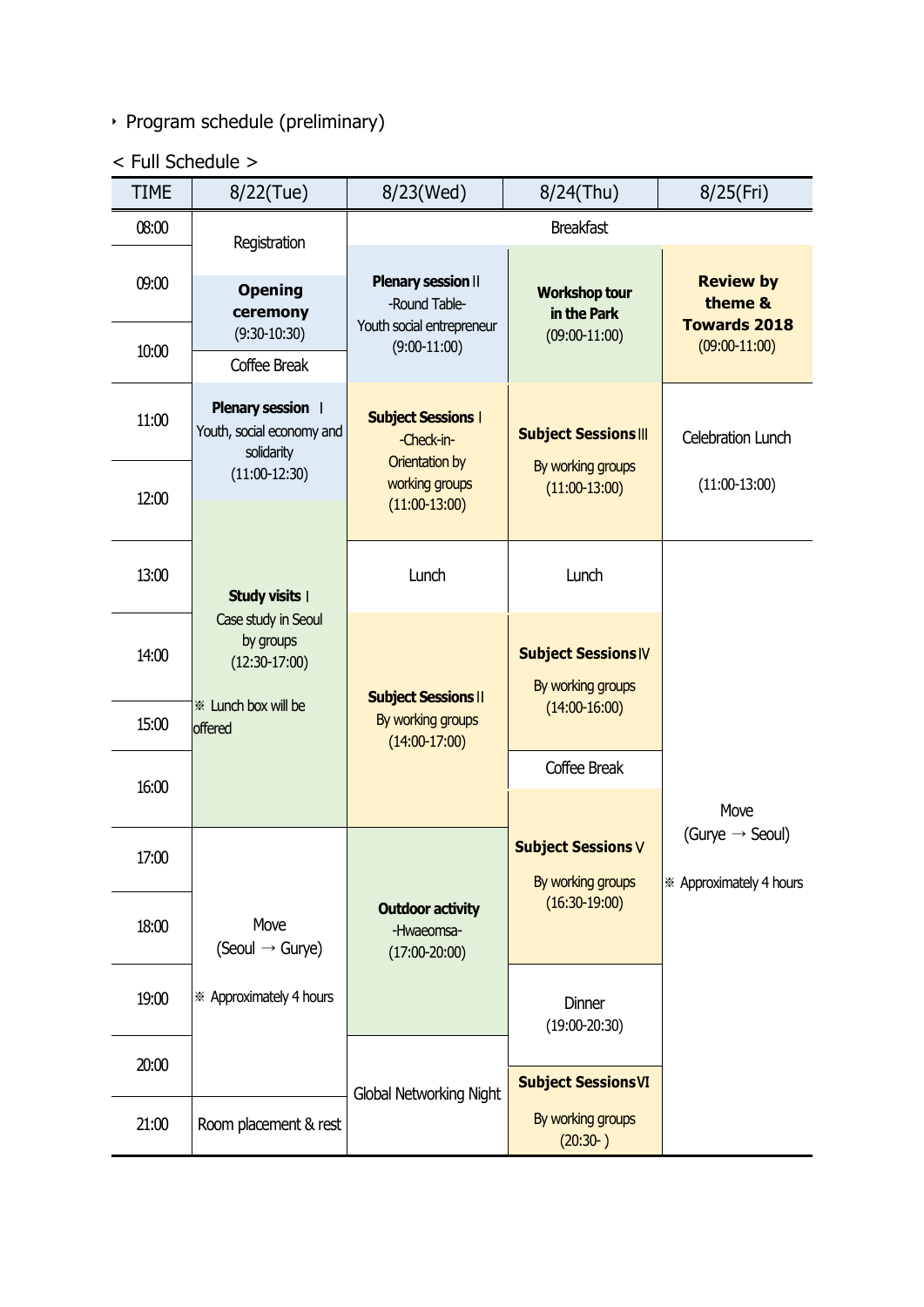‣ Program schedule (preliminary)

< Full Schedule >

| TIME | 8/22(Tue) | 8/23(Wed) | 8/24(Thu) | 8/25(Fri) |
|---|---|---|---|---|
| 08:00 | Registration | Breakfast | Breakfast | Breakfast |
| 09:00 | **Opening ceremony** (9:30-10:30) | **Plenary session II** -Round Table- Youth social entrepreneur (9:00-11:00) | **Workshop tour in the Park** (09:00-11:00) | **Review by theme & Towards 2018** (09:00-11:00) |
| 10:00 | Coffee Break | | | |
| 11:00 | **Plenary session I** Youth, social economy and solidarity (11:00-12:30) | **Subject Sessions I** -Check-in- Orientation by working groups (11:00-13:00) | **Subject Sessions III** By working groups (11:00-13:00) | Celebration Lunch (11:00-13:00) |
| 12:00 | **Study visits I** Case study in Seoul by groups (12:30-17:00) ※ Lunch box will be offered | | | |
| 13:00 | | Lunch | Lunch | Move (Gurye → Seoul) ※ Approximately 4 hours |
| 14:00 | | **Subject Sessions II** By working groups (14:00-17:00) | **Subject Sessions IV** By working groups (14:00-16:00) | |
| 15:00 | | | | |
| 16:00 | | | Coffee Break | |
| 17:00 | Move (Seoul → Gurye) ※ Approximately 4 hours | **Outdoor activity** -Hwaeomsa- (17:00-20:00) | **Subject Sessions V** By working groups (16:30-19:00) | |
| 18:00 | | | | |
| 19:00 | | | Dinner (19:00-20:30) | |
| 20:00 | | Global Networking Night | **Subject Sessions VI** By working groups (20:30- ) | |
| 21:00 | Room placement & rest | | | |